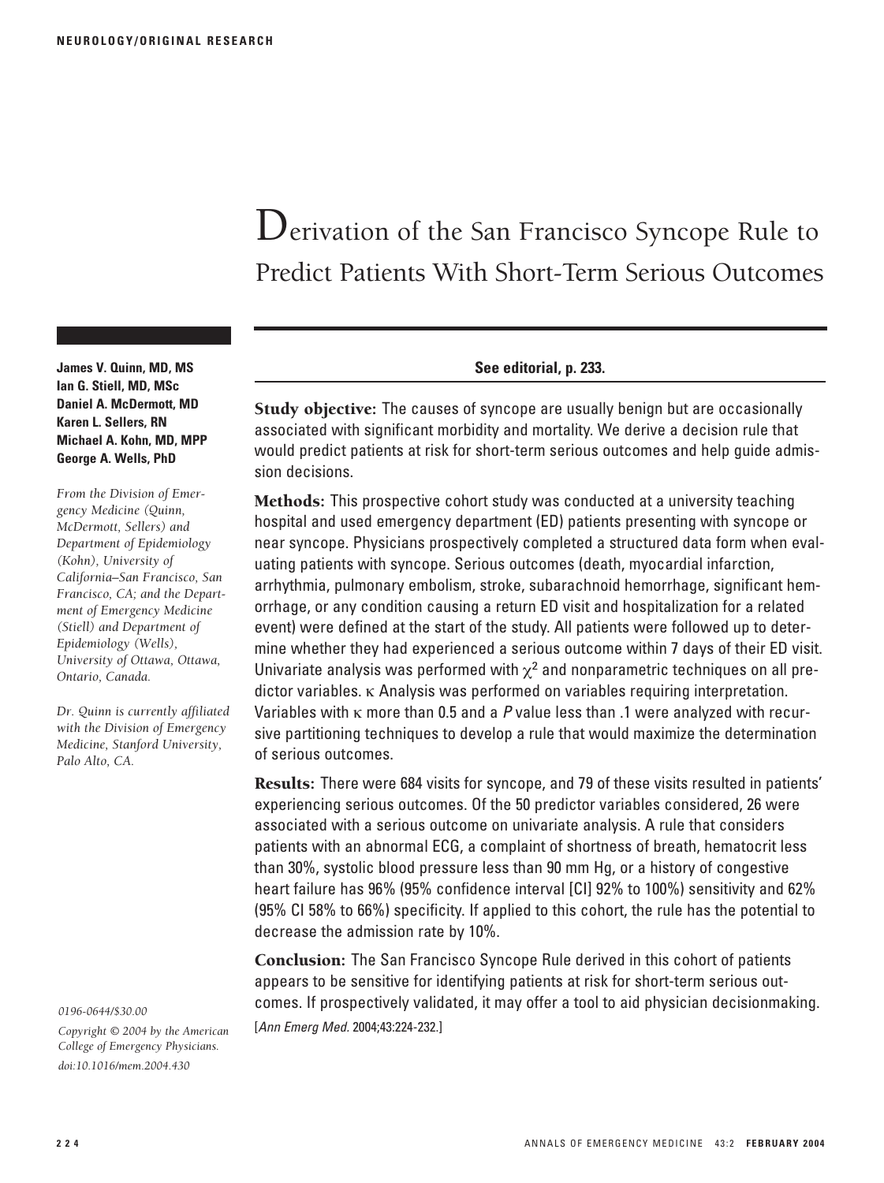NEUROLOGY/ORIGINAL RESEARCH

# Derivation of the San Francisco Syncope Rule to Predict Patients With Short-Term Serious Outcomes

**James V. Quinn, MD, MS**
**Ian G. Stiell, MD, MSc**
**Daniel A. McDermott, MD**
**Karen L. Sellers, RN**
**Michael A. Kohn, MD, MPP**
**George A. Wells, PhD**

*From the Division of Emergency Medicine (Quinn, McDermott, Sellers) and Department of Epidemiology (Kohn), University of California–San Francisco, San Francisco, CA; and the Department of Emergency Medicine (Stiell) and Department of Epidemiology (Wells), University of Ottawa, Ottawa, Ontario, Canada.*

*Dr. Quinn is currently affiliated with the Division of Emergency Medicine, Stanford University, Palo Alto, CA.*

*0196-0644/$30.00*

*Copyright © 2004 by the American College of Emergency Physicians.*

*doi:10.1016/mem.2004.430*

**See editorial, p. 233.**

**Study objective:** The causes of syncope are usually benign but are occasionally associated with significant morbidity and mortality. We derive a decision rule that would predict patients at risk for short-term serious outcomes and help guide admission decisions.

**Methods:** This prospective cohort study was conducted at a university teaching hospital and used emergency department (ED) patients presenting with syncope or near syncope. Physicians prospectively completed a structured data form when evaluating patients with syncope. Serious outcomes (death, myocardial infarction, arrhythmia, pulmonary embolism, stroke, subarachnoid hemorrhage, significant hemorrhage, or any condition causing a return ED visit and hospitalization for a related event) were defined at the start of the study. All patients were followed up to determine whether they had experienced a serious outcome within 7 days of their ED visit. Univariate analysis was performed with $\chi^2$ and nonparametric techniques on all predictor variables. $\kappa$ Analysis was performed on variables requiring interpretation. Variables with $\kappa$ more than 0.5 and a *P* value less than .1 were analyzed with recursive partitioning techniques to develop a rule that would maximize the determination of serious outcomes.

**Results:** There were 684 visits for syncope, and 79 of these visits resulted in patients' experiencing serious outcomes. Of the 50 predictor variables considered, 26 were associated with a serious outcome on univariate analysis. A rule that considers patients with an abnormal ECG, a complaint of shortness of breath, hematocrit less than 30%, systolic blood pressure less than 90 mm Hg, or a history of congestive heart failure has 96% (95% confidence interval [CI] 92% to 100%) sensitivity and 62% (95% CI 58% to 66%) specificity. If applied to this cohort, the rule has the potential to decrease the admission rate by 10%.

**Conclusion:** The San Francisco Syncope Rule derived in this cohort of patients appears to be sensitive for identifying patients at risk for short-term serious outcomes. If prospectively validated, it may offer a tool to aid physician decisionmaking. [*Ann Emerg Med.* 2004;43:224-232.]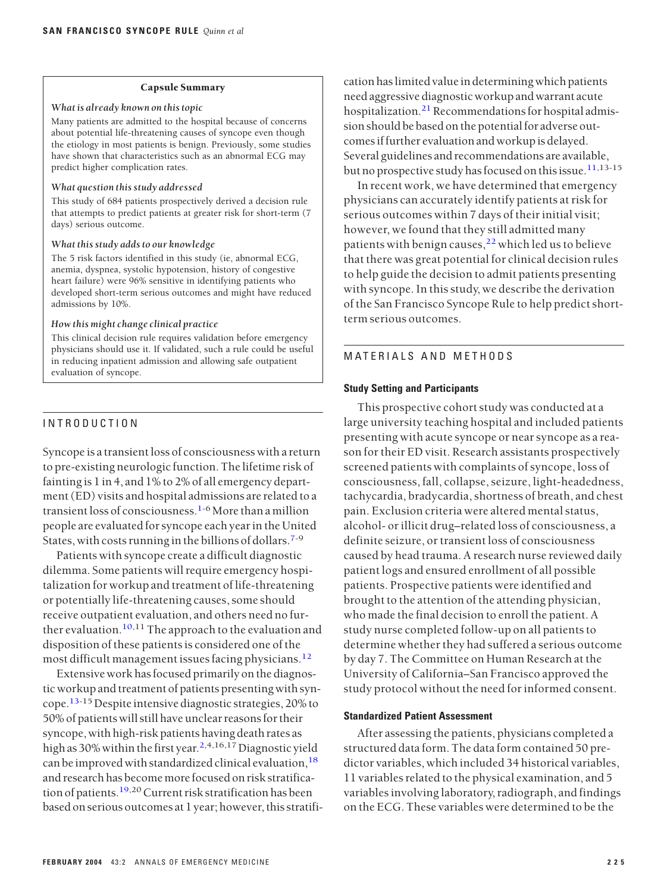### Capsule Summary

*What is already known on this topic*

Many patients are admitted to the hospital because of concerns about potential life-threatening causes of syncope even though the etiology in most patients is benign. Previously, some studies have shown that characteristics such as an abnormal ECG may predict higher complication rates.

*What question this study addressed*

This study of 684 patients prospectively derived a decision rule that attempts to predict patients at greater risk for short-term (7 days) serious outcome.

*What this study adds to our knowledge*

The 5 risk factors identified in this study (ie, abnormal ECG, anemia, dyspnea, systolic hypotension, history of congestive heart failure) were 96% sensitive in identifying patients who developed short-term serious outcomes and might have reduced admissions by 10%.

*How this might change clinical practice*

This clinical decision rule requires validation before emergency physicians should use it. If validated, such a rule could be useful in reducing inpatient admission and allowing safe outpatient evaluation of syncope.

## INTRODUCTION

Syncope is a transient loss of consciousness with a return to pre-existing neurologic function. The lifetime risk of fainting is 1 in 4, and 1% to 2% of all emergency department (ED) visits and hospital admissions are related to a transient loss of consciousness.[1-6] More than a million people are evaluated for syncope each year in the United States, with costs running in the billions of dollars.[7-9]

Patients with syncope create a difficult diagnostic dilemma. Some patients will require emergency hospitalization for workup and treatment of life-threatening or potentially life-threatening causes, some should receive outpatient evaluation, and others need no further evaluation.[10,11] The approach to the evaluation and disposition of these patients is considered one of the most difficult management issues facing physicians.[12]

Extensive work has focused primarily on the diagnostic workup and treatment of patients presenting with syncope.[13-15] Despite intensive diagnostic strategies, 20% to 50% of patients will still have unclear reasons for their syncope, with high-risk patients having death rates as high as 30% within the first year.[2,4,16,17] Diagnostic yield can be improved with standardized clinical evaluation,[18] and research has become more focused on risk stratification of patients.[19,20] Current risk stratification has been based on serious outcomes at 1 year; however, this stratification has limited value in determining which patients need aggressive diagnostic workup and warrant acute hospitalization.[21] Recommendations for hospital admission should be based on the potential for adverse outcomes if further evaluation and workup is delayed. Several guidelines and recommendations are available, but no prospective study has focused on this issue.[11,13-15]

In recent work, we have determined that emergency physicians can accurately identify patients at risk for serious outcomes within 7 days of their initial visit; however, we found that they still admitted many patients with benign causes,[22] which led us to believe that there was great potential for clinical decision rules to help guide the decision to admit patients presenting with syncope. In this study, we describe the derivation of the San Francisco Syncope Rule to help predict short-term serious outcomes.

## MATERIALS AND METHODS

### Study Setting and Participants

This prospective cohort study was conducted at a large university teaching hospital and included patients presenting with acute syncope or near syncope as a reason for their ED visit. Research assistants prospectively screened patients with complaints of syncope, loss of consciousness, fall, collapse, seizure, light-headedness, tachycardia, bradycardia, shortness of breath, and chest pain. Exclusion criteria were altered mental status, alcohol- or illicit drug–related loss of consciousness, a definite seizure, or transient loss of consciousness caused by head trauma. A research nurse reviewed daily patient logs and ensured enrollment of all possible patients. Prospective patients were identified and brought to the attention of the attending physician, who made the final decision to enroll the patient. A study nurse completed follow-up on all patients to determine whether they had suffered a serious outcome by day 7. The Committee on Human Research at the University of California–San Francisco approved the study protocol without the need for informed consent.

### Standardized Patient Assessment

After assessing the patients, physicians completed a structured data form. The data form contained 50 predictor variables, which included 34 historical variables, 11 variables related to the physical examination, and 5 variables involving laboratory, radiograph, and findings on the ECG. These variables were determined to be the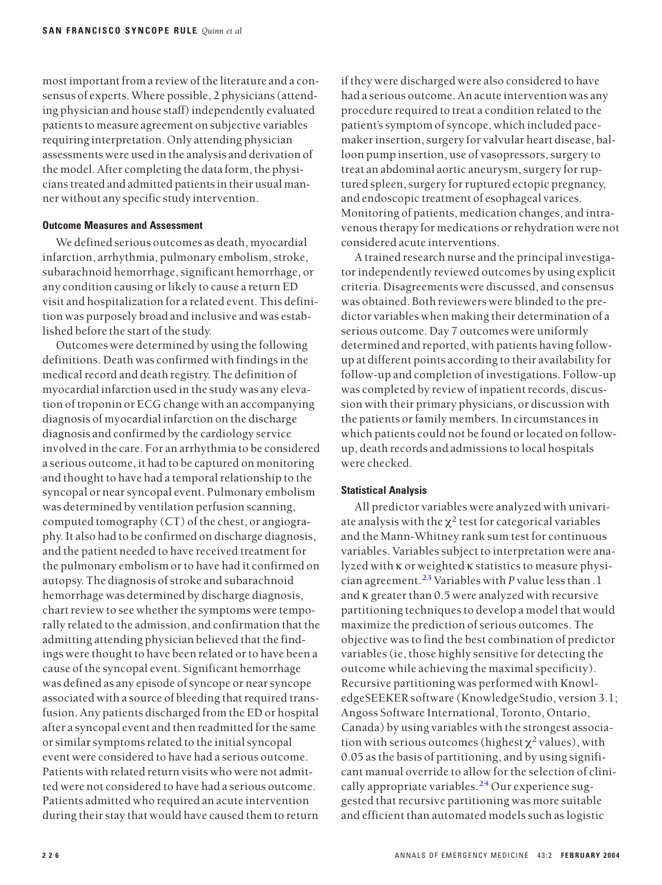most important from a review of the literature and a consensus of experts. Where possible, 2 physicians (attending physician and house staff) independently evaluated patients to measure agreement on subjective variables requiring interpretation. Only attending physician assessments were used in the analysis and derivation of the model. After completing the data form, the physicians treated and admitted patients in their usual manner without any specific study intervention.

### Outcome Measures and Assessment

We defined serious outcomes as death, myocardial infarction, arrhythmia, pulmonary embolism, stroke, subarachnoid hemorrhage, significant hemorrhage, or any condition causing or likely to cause a return ED visit and hospitalization for a related event. This definition was purposely broad and inclusive and was established before the start of the study.

Outcomes were determined by using the following definitions. Death was confirmed with findings in the medical record and death registry. The definition of myocardial infarction used in the study was any elevation of troponin or ECG change with an accompanying diagnosis of myocardial infarction on the discharge diagnosis and confirmed by the cardiology service involved in the care. For an arrhythmia to be considered a serious outcome, it had to be captured on monitoring and thought to have had a temporal relationship to the syncopal or near syncopal event. Pulmonary embolism was determined by ventilation perfusion scanning, computed tomography (CT) of the chest, or angiography. It also had to be confirmed on discharge diagnosis, and the patient needed to have received treatment for the pulmonary embolism or to have had it confirmed on autopsy. The diagnosis of stroke and subarachnoid hemorrhage was determined by discharge diagnosis, chart review to see whether the symptoms were temporally related to the admission, and confirmation that the admitting attending physician believed that the findings were thought to have been related or to have been a cause of the syncopal event. Significant hemorrhage was defined as any episode of syncope or near syncope associated with a source of bleeding that required transfusion. Any patients discharged from the ED or hospital after a syncopal event and then readmitted for the same or similar symptoms related to the initial syncopal event were considered to have had a serious outcome. Patients with related return visits who were not admitted were not considered to have had a serious outcome. Patients admitted who required an acute intervention during their stay that would have caused them to return if they were discharged were also considered to have had a serious outcome. An acute intervention was any procedure required to treat a condition related to the patient's symptom of syncope, which included pacemaker insertion, surgery for valvular heart disease, balloon pump insertion, use of vasopressors, surgery to treat an abdominal aortic aneurysm, surgery for ruptured spleen, surgery for ruptured ectopic pregnancy, and endoscopic treatment of esophageal varices. Monitoring of patients, medication changes, and intravenous therapy for medications or rehydration were not considered acute interventions.

A trained research nurse and the principal investigator independently reviewed outcomes by using explicit criteria. Disagreements were discussed, and consensus was obtained. Both reviewers were blinded to the predictor variables when making their determination of a serious outcome. Day 7 outcomes were uniformly determined and reported, with patients having follow-up at different points according to their availability for follow-up and completion of investigations. Follow-up was completed by review of inpatient records, discussion with their primary physicians, or discussion with the patients or family members. In circumstances in which patients could not be found or located on follow-up, death records and admissions to local hospitals were checked.

### Statistical Analysis

All predictor variables were analyzed with univariate analysis with the $\chi^2$ test for categorical variables and the Mann-Whitney rank sum test for continuous variables. Variables subject to interpretation were analyzed with $\kappa$ or weighted $\kappa$ statistics to measure physician agreement.[23] Variables with *P* value less than .1 and $\kappa$ greater than 0.5 were analyzed with recursive partitioning techniques to develop a model that would maximize the prediction of serious outcomes. The objective was to find the best combination of predictor variables (ie, those highly sensitive for detecting the outcome while achieving the maximal specificity). Recursive partitioning was performed with KnowledgeSEEKER software (KnowledgeStudio, version 3.1; Angoss Software International, Toronto, Ontario, Canada) by using variables with the strongest association with serious outcomes (highest $\chi^2$ values), with 0.05 as the basis of partitioning, and by using significant manual override to allow for the selection of clinically appropriate variables.[24] Our experience suggested that recursive partitioning was more suitable and efficient than automated models such as logistic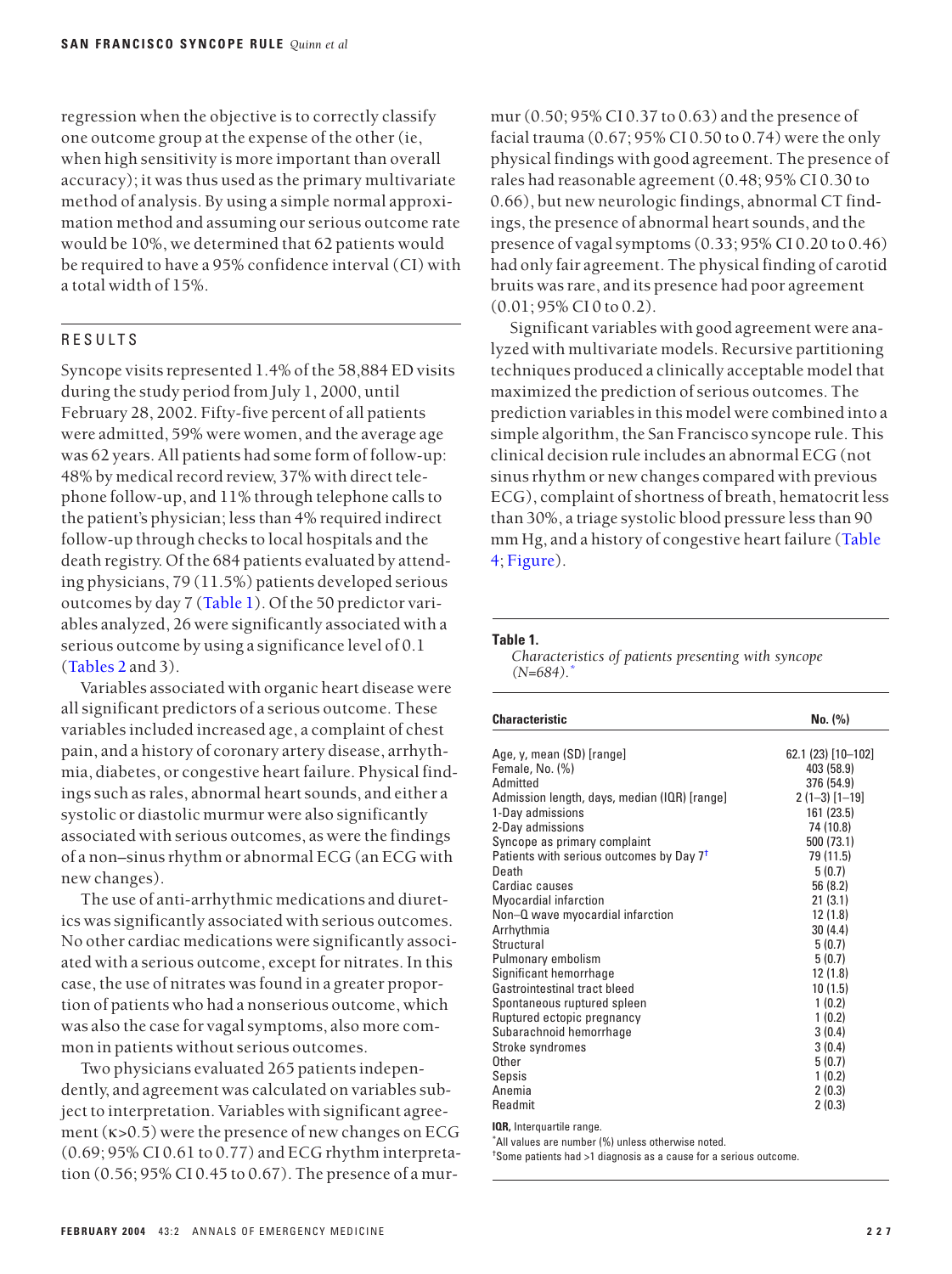regression when the objective is to correctly classify one outcome group at the expense of the other (ie, when high sensitivity is more important than overall accuracy); it was thus used as the primary multivariate method of analysis. By using a simple normal approximation method and assuming our serious outcome rate would be 10%, we determined that 62 patients would be required to have a 95% confidence interval (CI) with a total width of 15%.

## RESULTS

Syncope visits represented 1.4% of the 58,884 ED visits during the study period from July 1, 2000, until February 28, 2002. Fifty-five percent of all patients were admitted, 59% were women, and the average age was 62 years. All patients had some form of follow-up: 48% by medical record review, 37% with direct telephone follow-up, and 11% through telephone calls to the patient's physician; less than 4% required indirect follow-up through checks to local hospitals and the death registry. Of the 684 patients evaluated by attending physicians, 79 (11.5%) patients developed serious outcomes by day 7 (Table 1). Of the 50 predictor variables analyzed, 26 were significantly associated with a serious outcome by using a significance level of 0.1 (Tables 2 and 3).

Variables associated with organic heart disease were all significant predictors of a serious outcome. These variables included increased age, a complaint of chest pain, and a history of coronary artery disease, arrhythmia, diabetes, or congestive heart failure. Physical findings such as rales, abnormal heart sounds, and either a systolic or diastolic murmur were also significantly associated with serious outcomes, as were the findings of a non–sinus rhythm or abnormal ECG (an ECG with new changes).

The use of anti-arrhythmic medications and diuretics was significantly associated with serious outcomes. No other cardiac medications were significantly associated with a serious outcome, except for nitrates. In this case, the use of nitrates was found in a greater proportion of patients who had a nonserious outcome, which was also the case for vagal symptoms, also more common in patients without serious outcomes.

Two physicians evaluated 265 patients independently, and agreement was calculated on variables subject to interpretation. Variables with significant agreement ($\kappa$>0.5) were the presence of new changes on ECG (0.69; 95% CI 0.61 to 0.77) and ECG rhythm interpretation (0.56; 95% CI 0.45 to 0.67). The presence of a murmur (0.50; 95% CI 0.37 to 0.63) and the presence of facial trauma (0.67; 95% CI 0.50 to 0.74) were the only physical findings with good agreement. The presence of rales had reasonable agreement (0.48; 95% CI 0.30 to 0.66), but new neurologic findings, abnormal CT findings, the presence of abnormal heart sounds, and the presence of vagal symptoms (0.33; 95% CI 0.20 to 0.46) had only fair agreement. The physical finding of carotid bruits was rare, and its presence had poor agreement (0.01; 95% CI 0 to 0.2).

Significant variables with good agreement were analyzed with multivariate models. Recursive partitioning techniques produced a clinically acceptable model that maximized the prediction of serious outcomes. The prediction variables in this model were combined into a simple algorithm, the San Francisco syncope rule. This clinical decision rule includes an abnormal ECG (not sinus rhythm or new changes compared with previous ECG), complaint of shortness of breath, hematocrit less than 30%, a triage systolic blood pressure less than 90 mm Hg, and a history of congestive heart failure (Table 4; Figure).

**Table 1.**
*Characteristics of patients presenting with syncope (N=684).*[*]

| Characteristic | No. (%) |
|---|---|
| Age, y, mean (SD) [range] | 62.1 (23) [10–102] |
| Female, No. (%) | 403 (58.9) |
| Admitted | 376 (54.9) |
| Admission length, days, median (IQR) [range] | 2 (1–3) [1–19] |
| 1-Day admissions | 161 (23.5) |
| 2-Day admissions | 74 (10.8) |
| Syncope as primary complaint | 500 (73.1) |
| Patients with serious outcomes by Day 7[†] | 79 (11.5) |
| Death | 5 (0.7) |
| Cardiac causes | 56 (8.2) |
| Myocardial infarction | 21 (3.1) |
| Non–Q wave myocardial infarction | 12 (1.8) |
| Arrhythmia | 30 (4.4) |
| Structural | 5 (0.7) |
| Pulmonary embolism | 5 (0.7) |
| Significant hemorrhage | 12 (1.8) |
| Gastrointestinal tract bleed | 10 (1.5) |
| Spontaneous ruptured spleen | 1 (0.2) |
| Ruptured ectopic pregnancy | 1 (0.2) |
| Subarachnoid hemorrhage | 3 (0.4) |
| Stroke syndromes | 3 (0.4) |
| Other | 5 (0.7) |
| Sepsis | 1 (0.2) |
| Anemia | 2 (0.3) |
| Readmit | 2 (0.3) |

**IQR,** Interquartile range.

*All values are number (%) unless otherwise noted.

†Some patients had >1 diagnosis as a cause for a serious outcome.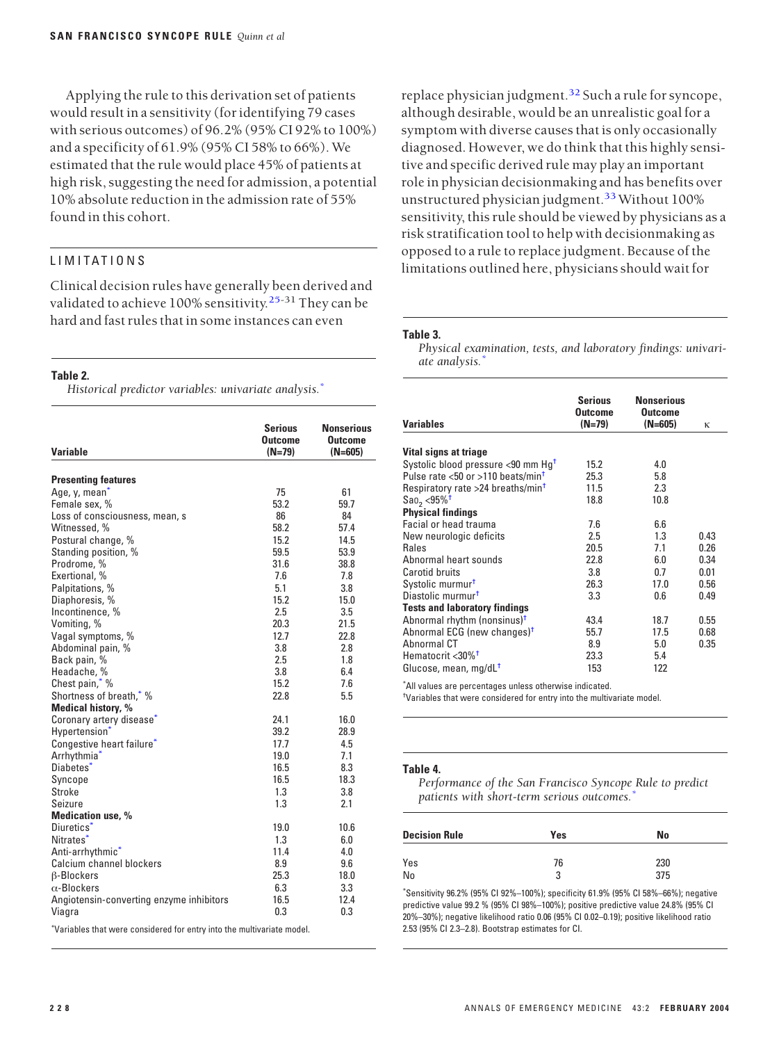Applying the rule to this derivation set of patients would result in a sensitivity (for identifying 79 cases with serious outcomes) of 96.2% (95% CI 92% to 100%) and a specificity of 61.9% (95% CI 58% to 66%). We estimated that the rule would place 45% of patients at high risk, suggesting the need for admission, a potential 10% absolute reduction in the admission rate of 55% found in this cohort.

## LIMITATIONS

Clinical decision rules have generally been derived and validated to achieve 100% sensitivity.[25-31] They can be hard and fast rules that in some instances can even replace physician judgment.[32] Such a rule for syncope, although desirable, would be an unrealistic goal for a symptom with diverse causes that is only occasionally diagnosed. However, we do think that this highly sensitive and specific derived rule may play an important role in physician decisionmaking and has benefits over unstructured physician judgment.[33] Without 100% sensitivity, this rule should be viewed by physicians as a risk stratification tool to help with decisionmaking as opposed to a rule to replace judgment. Because of the limitations outlined here, physicians should wait for

**Table 2.**
*Historical predictor variables: univariate analysis.*\*

| Variable | Serious Outcome (N=79) | Nonserious Outcome (N=605) |
|---|---|---|
| **Presenting features** | | |
| Age, y, mean\* | 75 | 61 |
| Female sex, % | 53.2 | 59.7 |
| Loss of consciousness, mean, s | 86 | 84 |
| Witnessed, % | 58.2 | 57.4 |
| Postural change, % | 15.2 | 14.5 |
| Standing position, % | 59.5 | 53.9 |
| Prodrome, % | 31.6 | 38.8 |
| Exertional, % | 7.6 | 7.8 |
| Palpitations, % | 5.1 | 3.8 |
| Diaphoresis, % | 15.2 | 15.0 |
| Incontinence, % | 2.5 | 3.5 |
| Vomiting, % | 20.3 | 21.5 |
| Vagal symptoms, % | 12.7 | 22.8 |
| Abdominal pain, % | 3.8 | 2.8 |
| Back pain, % | 2.5 | 1.8 |
| Headache, % | 3.8 | 6.4 |
| Chest pain,\* % | 15.2 | 7.6 |
| Shortness of breath,\* % | 22.8 | 5.5 |
| **Medical history, %** | | |
| Coronary artery disease\* | 24.1 | 16.0 |
| Hypertension\* | 39.2 | 28.9 |
| Congestive heart failure\* | 17.7 | 4.5 |
| Arrhythmia\* | 19.0 | 7.1 |
| Diabetes\* | 16.5 | 8.3 |
| Syncope | 16.5 | 18.3 |
| Stroke | 1.3 | 3.8 |
| Seizure | 1.3 | 2.1 |
| **Medication use, %** | | |
| Diuretics\* | 19.0 | 10.6 |
| Nitrates\* | 1.3 | 6.0 |
| Anti-arrhythmic\* | 11.4 | 4.0 |
| Calcium channel blockers | 8.9 | 9.6 |
| β-Blockers | 25.3 | 18.0 |
| α-Blockers | 6.3 | 3.3 |
| Angiotensin-converting enzyme inhibitors | 16.5 | 12.4 |
| Viagra | 0.3 | 0.3 |

\*Variables that were considered for entry into the multivariate model.

**Table 3.**
*Physical examination, tests, and laboratory findings: univariate analysis.*\*

| Variables | Serious Outcome (N=79) | Nonserious Outcome (N=605) | κ |
|---|---|---|---|
| **Vital signs at triage** | | | |
| Systolic blood pressure <90 mm Hg† | 15.2 | 4.0 | |
| Pulse rate <50 or >110 beats/min† | 25.3 | 5.8 | |
| Respiratory rate >24 breaths/min† | 11.5 | 2.3 | |
| $Sao_2$ <95%† | 18.8 | 10.8 | |
| **Physical findings** | | | |
| Facial or head trauma | 7.6 | 6.6 | |
| New neurologic deficits | 2.5 | 1.3 | 0.43 |
| Rales | 20.5 | 7.1 | 0.26 |
| Abnormal heart sounds | 22.8 | 6.0 | 0.34 |
| Carotid bruits | 3.8 | 0.7 | 0.01 |
| Systolic murmur† | 26.3 | 17.0 | 0.56 |
| Diastolic murmur† | 3.3 | 0.6 | 0.49 |
| **Tests and laboratory findings** | | | |
| Abnormal rhythm (nonsinus)† | 43.4 | 18.7 | 0.55 |
| Abnormal ECG (new changes)† | 55.7 | 17.5 | 0.68 |
| Abnormal CT | 8.9 | 5.0 | 0.35 |
| Hematocrit <30%† | 23.3 | 5.4 | |
| Glucose, mean, mg/dL† | 153 | 122 | |

\*All values are percentages unless otherwise indicated.
†Variables that were considered for entry into the multivariate model.

**Table 4.**
*Performance of the San Francisco Syncope Rule to predict patients with short-term serious outcomes.*\*

| Decision Rule | Yes | No |
|---|---|---|
| Yes | 76 | 230 |
| No | 3 | 375 |

\*Sensitivity 96.2% (95% CI 92%–100%); specificity 61.9% (95% CI 58%–66%); negative predictive value 99.2 % (95% CI 98%–100%); positive predictive value 24.8% (95% CI 20%–30%); negative likelihood ratio 0.06 (95% CI 0.02–0.19); positive likelihood ratio 2.53 (95% CI 2.3–2.8). Bootstrap estimates for CI.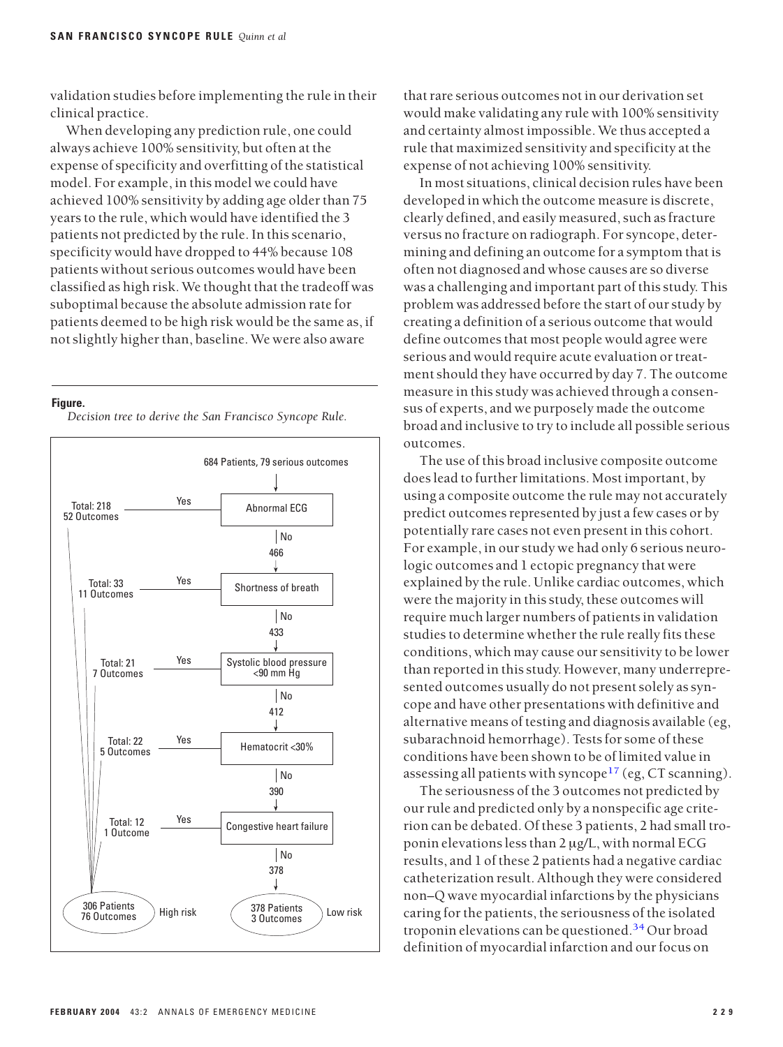validation studies before implementing the rule in their clinical practice.

When developing any prediction rule, one could always achieve 100% sensitivity, but often at the expense of specificity and overfitting of the statistical model. For example, in this model we could have achieved 100% sensitivity by adding age older than 75 years to the rule, which would have identified the 3 patients not predicted by the rule. In this scenario, specificity would have dropped to 44% because 108 patients without serious outcomes would have been classified as high risk. We thought that the tradeoff was suboptimal because the absolute admission rate for patients deemed to be high risk would be the same as, if not slightly higher than, baseline. We were also aware that rare serious outcomes not in our derivation set would make validating any rule with 100% sensitivity and certainty almost impossible. We thus accepted a rule that maximized sensitivity and specificity at the expense of not achieving 100% sensitivity.

**Figure.**
*Decision tree to derive the San Francisco Syncope Rule.*

684 Patients, 79 serious outcomes

- Abnormal ECG — Yes: Total: 218, 52 Outcomes; No: 466
- Shortness of breath — Yes: Total: 33, 11 Outcomes; No: 433
- Systolic blood pressure <90 mm Hg — Yes: Total: 21, 7 Outcomes; No: 412
- Hematocrit <30% — Yes: Total: 22, 5 Outcomes; No: 390
- Congestive heart failure — Yes: Total: 12, 1 Outcome; No: 378

High risk: 306 Patients, 76 Outcomes
Low risk: 378 Patients, 3 Outcomes

In most situations, clinical decision rules have been developed in which the outcome measure is discrete, clearly defined, and easily measured, such as fracture versus no fracture on radiograph. For syncope, determining and defining an outcome for a symptom that is often not diagnosed and whose causes are so diverse was a challenging and important part of this study. This problem was addressed before the start of our study by creating a definition of a serious outcome that would define outcomes that most people would agree were serious and would require acute evaluation or treatment should they have occurred by day 7. The outcome measure in this study was achieved through a consensus of experts, and we purposely made the outcome broad and inclusive to try to include all possible serious outcomes.

The use of this broad inclusive composite outcome does lead to further limitations. Most important, by using a composite outcome the rule may not accurately predict outcomes represented by just a few cases or by potentially rare cases not even present in this cohort. For example, in our study we had only 6 serious neurologic outcomes and 1 ectopic pregnancy that were explained by the rule. Unlike cardiac outcomes, which were the majority in this study, these outcomes will require much larger numbers of patients in validation studies to determine whether the rule really fits these conditions, which may cause our sensitivity to be lower than reported in this study. However, many underrepresented outcomes usually do not present solely as syncope and have other presentations with definitive and alternative means of testing and diagnosis available (eg, subarachnoid hemorrhage). Tests for some of these conditions have been shown to be of limited value in assessing all patients with syncope[17] (eg, CT scanning).

The seriousness of the 3 outcomes not predicted by our rule and predicted only by a nonspecific age criterion can be debated. Of these 3 patients, 2 had small troponin elevations less than 2 μg/L, with normal ECG results, and 1 of these 2 patients had a negative cardiac catheterization result. Although they were considered non–Q wave myocardial infarctions by the physicians caring for the patients, the seriousness of the isolated troponin elevations can be questioned.[34] Our broad definition of myocardial infarction and our focus on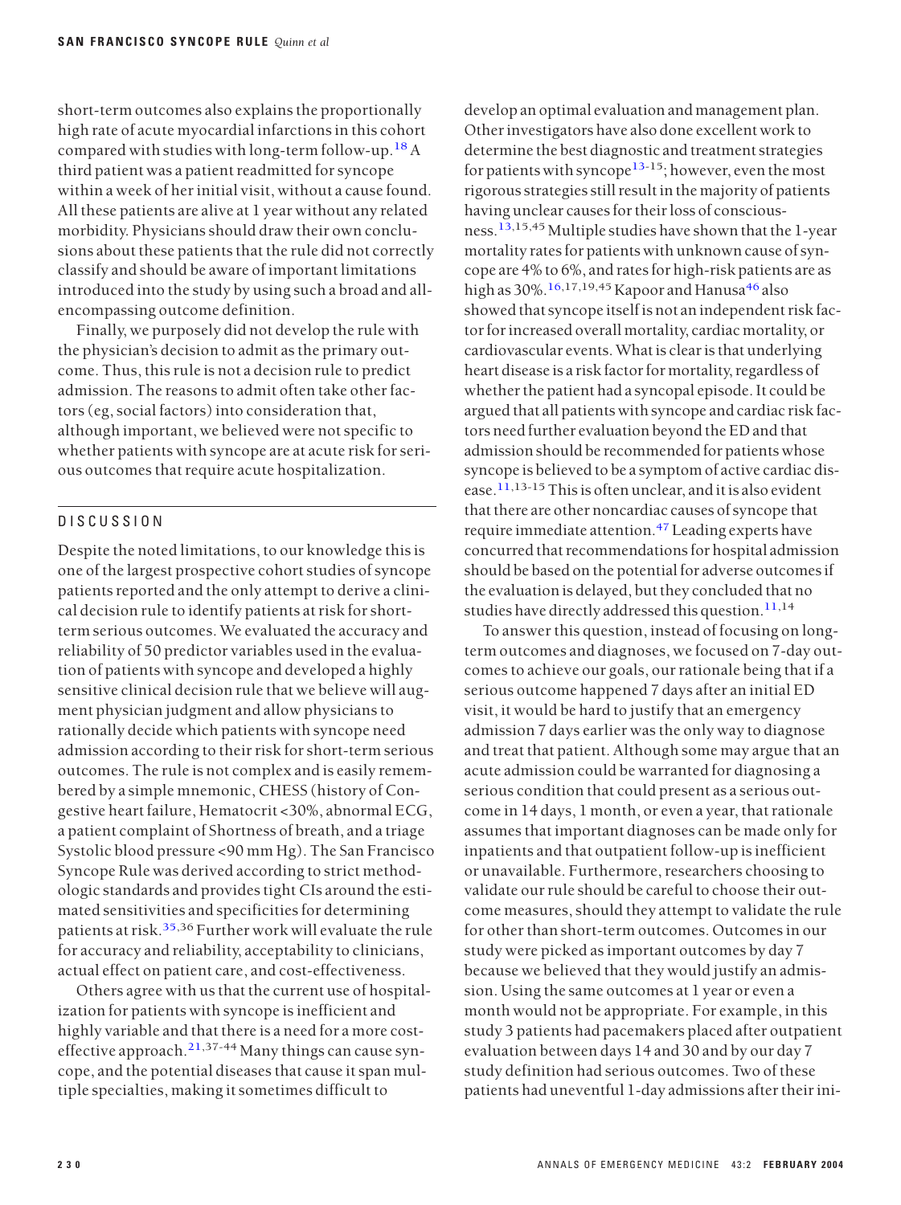short-term outcomes also explains the proportionally high rate of acute myocardial infarctions in this cohort compared with studies with long-term follow-up.[18] A third patient was a patient readmitted for syncope within a week of her initial visit, without a cause found. All these patients are alive at 1 year without any related morbidity. Physicians should draw their own conclusions about these patients that the rule did not correctly classify and should be aware of important limitations introduced into the study by using such a broad and all-encompassing outcome definition.

Finally, we purposely did not develop the rule with the physician's decision to admit as the primary outcome. Thus, this rule is not a decision rule to predict admission. The reasons to admit often take other factors (eg, social factors) into consideration that, although important, we believed were not specific to whether patients with syncope are at acute risk for serious outcomes that require acute hospitalization.

## DISCUSSION

Despite the noted limitations, to our knowledge this is one of the largest prospective cohort studies of syncope patients reported and the only attempt to derive a clinical decision rule to identify patients at risk for short-term serious outcomes. We evaluated the accuracy and reliability of 50 predictor variables used in the evaluation of patients with syncope and developed a highly sensitive clinical decision rule that we believe will augment physician judgment and allow physicians to rationally decide which patients with syncope need admission according to their risk for short-term serious outcomes. The rule is not complex and is easily remembered by a simple mnemonic, CHESS (history of Congestive heart failure, Hematocrit <30%, abnormal ECG, a patient complaint of Shortness of breath, and a triage Systolic blood pressure <90 mm Hg). The San Francisco Syncope Rule was derived according to strict methodologic standards and provides tight CIs around the estimated sensitivities and specificities for determining patients at risk.[35,36] Further work will evaluate the rule for accuracy and reliability, acceptability to clinicians, actual effect on patient care, and cost-effectiveness.

Others agree with us that the current use of hospitalization for patients with syncope is inefficient and highly variable and that there is a need for a more cost-effective approach.[21,37-44] Many things can cause syncope, and the potential diseases that cause it span multiple specialties, making it sometimes difficult to develop an optimal evaluation and management plan. Other investigators have also done excellent work to determine the best diagnostic and treatment strategies for patients with syncope[13-15]; however, even the most rigorous strategies still result in the majority of patients having unclear causes for their loss of consciousness.[13,15,45] Multiple studies have shown that the 1-year mortality rates for patients with unknown cause of syncope are 4% to 6%, and rates for high-risk patients are as high as 30%.[16,17,19,45] Kapoor and Hanusa[46] also showed that syncope itself is not an independent risk factor for increased overall mortality, cardiac mortality, or cardiovascular events. What is clear is that underlying heart disease is a risk factor for mortality, regardless of whether the patient had a syncopal episode. It could be argued that all patients with syncope and cardiac risk factors need further evaluation beyond the ED and that admission should be recommended for patients whose syncope is believed to be a symptom of active cardiac disease.[11,13-15] This is often unclear, and it is also evident that there are other noncardiac causes of syncope that require immediate attention.[47] Leading experts have concurred that recommendations for hospital admission should be based on the potential for adverse outcomes if the evaluation is delayed, but they concluded that no studies have directly addressed this question.[11,14]

To answer this question, instead of focusing on long-term outcomes and diagnoses, we focused on 7-day outcomes to achieve our goals, our rationale being that if a serious outcome happened 7 days after an initial ED visit, it would be hard to justify that an emergency admission 7 days earlier was the only way to diagnose and treat that patient. Although some may argue that an acute admission could be warranted for diagnosing a serious condition that could present as a serious outcome in 14 days, 1 month, or even a year, that rationale assumes that important diagnoses can be made only for inpatients and that outpatient follow-up is inefficient or unavailable. Furthermore, researchers choosing to validate our rule should be careful to choose their outcome measures, should they attempt to validate the rule for other than short-term outcomes. Outcomes in our study were picked as important outcomes by day 7 because we believed that they would justify an admission. Using the same outcomes at 1 year or even a month would not be appropriate. For example, in this study 3 patients had pacemakers placed after outpatient evaluation between days 14 and 30 and by our day 7 study definition had serious outcomes. Two of these patients had uneventful 1-day admissions after their ini-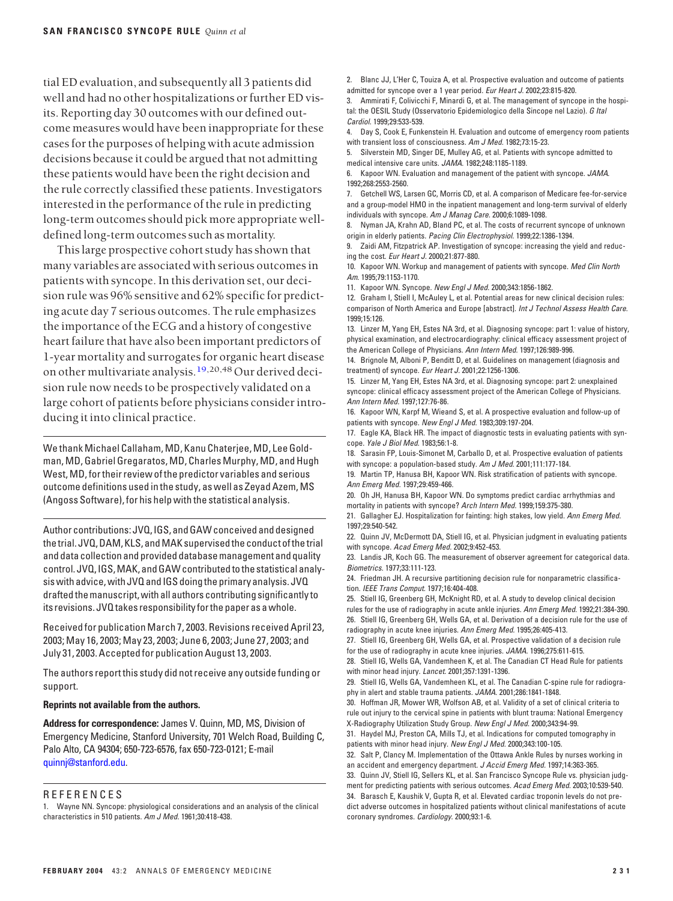tial ED evaluation, and subsequently all 3 patients did well and had no other hospitalizations or further ED visits. Reporting day 30 outcomes with our defined outcome measures would have been inappropriate for these cases for the purposes of helping with acute admission decisions because it could be argued that not admitting these patients would have been the right decision and the rule correctly classified these patients. Investigators interested in the performance of the rule in predicting long-term outcomes should pick more appropriate well-defined long-term outcomes such as mortality.

This large prospective cohort study has shown that many variables are associated with serious outcomes in patients with syncope. In this derivation set, our decision rule was 96% sensitive and 62% specific for predicting acute day 7 serious outcomes. The rule emphasizes the importance of the ECG and a history of congestive heart failure that have also been important predictors of 1-year mortality and surrogates for organic heart disease on other multivariate analysis.[19,20,48] Our derived decision rule now needs to be prospectively validated on a large cohort of patients before physicians consider introducing it into clinical practice.

---

We thank Michael Callaham, MD, Kanu Chaterjee, MD, Lee Goldman, MD, Gabriel Gregaratos, MD, Charles Murphy, MD, and Hugh West, MD, for their review of the predictor variables and serious outcome definitions used in the study, as well as Zeyad Azem, MS (Angoss Software), for his help with the statistical analysis.

---

Author contributions: JVQ, IGS, and GAW conceived and designed the trial. JVQ, DAM, KLS, and MAK supervised the conduct of the trial and data collection and provided database management and quality control. JVQ, IGS, MAK, and GAW contributed to the statistical analysis with advice, with JVQ and IGS doing the primary analysis. JVQ drafted the manuscript, with all authors contributing significantly to its revisions. JVQ takes responsibility for the paper as a whole.

Received for publication March 7, 2003. Revisions received April 23, 2003; May 16, 2003; May 23, 2003; June 6, 2003; June 27, 2003; and July 31, 2003. Accepted for publication August 13, 2003.

The authors report this study did not receive any outside funding or support.

**Reprints not available from the authors.**

**Address for correspondence:** James V. Quinn, MD, MS, Division of Emergency Medicine, Stanford University, 701 Welch Road, Building C, Palo Alto, CA 94304; 650-723-6576, fax 650-723-0121; E-mail quinnj@stanford.edu.

## REFERENCES

1. Wayne NN. Syncope: physiological considerations and an analysis of the clinical characteristics in 510 patients. *Am J Med.* 1961;30:418-438.
2. Blanc JJ, L'Her C, Touiza A, et al. Prospective evaluation and outcome of patients admitted for syncope over a 1 year period. *Eur Heart J.* 2002;23:815-820.
3. Ammirati F, Colivicchi F, Minardi G, et al. The management of syncope in the hospital: the OESIL Study (Osservatorio Epidemiologico della Sincope nel Lazio). *G Ital Cardiol.* 1999;29:533-539.
4. Day S, Cook E, Funkenstein H. Evaluation and outcome of emergency room patients with transient loss of consciousness. *Am J Med.* 1982;73:15-23.
5. Silverstein MD, Singer DE, Mulley AG, et al. Patients with syncope admitted to medical intensive care units. *JAMA.* 1982;248:1185-1189.
6. Kapoor WN. Evaluation and management of the patient with syncope. *JAMA.* 1992;268:2553-2560.
7. Getchell WS, Larsen GC, Morris CD, et al. A comparison of Medicare fee-for-service and a group-model HMO in the inpatient management and long-term survival of elderly individuals with syncope. *Am J Manag Care.* 2000;6:1089-1098.
8. Nyman JA, Krahn AD, Bland PC, et al. The costs of recurrent syncope of unknown origin in elderly patients. *Pacing Clin Electrophysiol.* 1999;22:1386-1394.
9. Zaidi AM, Fitzpatrick AP. Investigation of syncope: increasing the yield and reducing the cost. *Eur Heart J.* 2000;21:877-880.
10. Kapoor WN. Workup and management of patients with syncope. *Med Clin North Am.* 1995;79:1153-1170.
11. Kapoor WN. Syncope. *New Engl J Med.* 2000;343:1856-1862.
12. Graham I, Stiell I, McAuley L, et al. Potential areas for new clinical decision rules: comparison of North America and Europe [abstract]. *Int J Technol Assess Health Care.* 1999;15:126.
13. Linzer M, Yang EH, Estes NA 3rd, et al. Diagnosing syncope: part 1: value of history, physical examination, and electrocardiography: clinical efficacy assessment project of the American College of Physicians. *Ann Intern Med.* 1997;126:989-996.
14. Brignole M, Alboni P, Benditt D, et al. Guidelines on management (diagnosis and treatment) of syncope. *Eur Heart J.* 2001;22:1256-1306.
15. Linzer M, Yang EH, Estes NA 3rd, et al. Diagnosing syncope: part 2: unexplained syncope: clinical efficacy assessment project of the American College of Physicians. *Ann Intern Med.* 1997;127:76-86.
16. Kapoor WN, Karpf M, Wieand S, et al. A prospective evaluation and follow-up of patients with syncope. *New Engl J Med.* 1983;309:197-204.
17. Eagle KA, Black HR. The impact of diagnostic tests in evaluating patients with syncope. *Yale J Biol Med.* 1983;56:1-8.
18. Sarasin FP, Louis-Simonet M, Carballo D, et al. Prospective evaluation of patients with syncope: a population-based study. *Am J Med.* 2001;111:177-184.
19. Martin TP, Hanusa BH, Kapoor WN. Risk stratification of patients with syncope. *Ann Emerg Med.* 1997;29:459-466.
20. Oh JH, Hanusa BH, Kapoor WN. Do symptoms predict cardiac arrhythmias and mortality in patients with syncope? *Arch Intern Med.* 1999;159:375-380.
21. Gallagher EJ. Hospitalization for fainting: high stakes, low yield. *Ann Emerg Med.* 1997;29:540-542.
22. Quinn JV, McDermott DA, Stiell IG, et al. Physician judgment in evaluating patients with syncope. *Acad Emerg Med.* 2002;9:452-453.
23. Landis JR, Koch GG. The measurement of observer agreement for categorical data. *Biometrics.* 1977;33:111-123.
24. Friedman JH. A recursive partitioning decision rule for nonparametric classification. *IEEE Trans Comput.* 1977;16:404-408.
25. Stiell IG, Greenberg GH, McKnight RD, et al. A study to develop clinical decision rules for the use of radiography in acute ankle injuries. *Ann Emerg Med.* 1992;21:384-390.
26. Stiell IG, Greenberg GH, Wells GA, et al. Derivation of a decision rule for the use of radiography in acute knee injuries. *Ann Emerg Med.* 1995;26:405-413.
27. Stiell IG, Greenberg GH, Wells GA, et al. Prospective validation of a decision rule for the use of radiography in acute knee injuries. *JAMA.* 1996;275:611-615.
28. Stiell IG, Wells GA, Vandemheen K, et al. The Canadian CT Head Rule for patients with minor head injury. *Lancet.* 2001;357:1391-1396.
29. Stiell IG, Wells GA, Vandemheen KL, et al. The Canadian C-spine rule for radiography in alert and stable trauma patients. *JAMA.* 2001;286:1841-1848.
30. Hoffman JR, Mower WR, Wolfson AB, et al. Validity of a set of clinical criteria to rule out injury to the cervical spine in patients with blunt trauma: National Emergency X-Radiography Utilization Study Group. *New Engl J Med.* 2000;343:94-99.
31. Haydel MJ, Preston CA, Mills TJ, et al. Indications for computed tomography in patients with minor head injury. *New Engl J Med.* 2000;343:100-105.
32. Salt P, Clancy M. Implementation of the Ottawa Ankle Rules by nurses working in an accident and emergency department. *J Accid Emerg Med.* 1997;14:363-365.
33. Quinn JV, Stiell IG, Sellers KL, et al. San Francisco Syncope Rule vs. physician judgment for predicting patients with serious outcomes. *Acad Emerg Med.* 2003;10:539-540.
34. Barasch E, Kaushik V, Gupta R, et al. Elevated cardiac troponin levels do not predict adverse outcomes in hospitalized patients without clinical manifestations of acute coronary syndromes. *Cardiology.* 2000;93:1-6.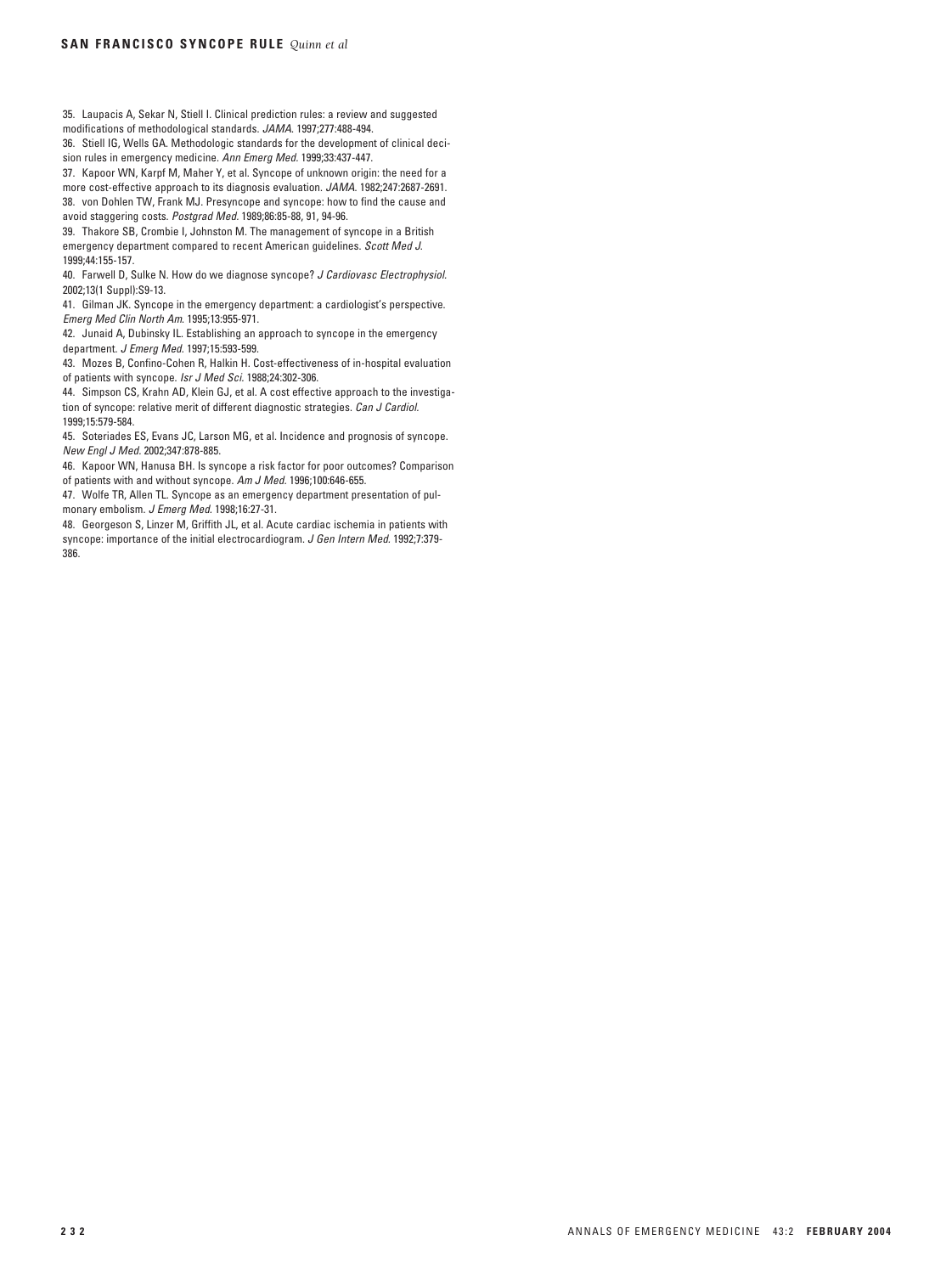35. Laupacis A, Sekar N, Stiell I. Clinical prediction rules: a review and suggested modifications of methodological standards. *JAMA*. 1997;277:488-494.

36. Stiell IG, Wells GA. Methodologic standards for the development of clinical decision rules in emergency medicine. *Ann Emerg Med*. 1999;33:437-447.

37. Kapoor WN, Karpf M, Maher Y, et al. Syncope of unknown origin: the need for a more cost-effective approach to its diagnosis evaluation. *JAMA*. 1982;247:2687-2691.

38. von Dohlen TW, Frank MJ. Presyncope and syncope: how to find the cause and avoid staggering costs. *Postgrad Med*. 1989;86:85-88, 91, 94-96.

39. Thakore SB, Crombie I, Johnston M. The management of syncope in a British emergency department compared to recent American guidelines. *Scott Med J*. 1999;44:155-157.

40. Farwell D, Sulke N. How do we diagnose syncope? *J Cardiovasc Electrophysiol*. 2002;13(1 Suppl):S9-13.

41. Gilman JK. Syncope in the emergency department: a cardiologist's perspective. *Emerg Med Clin North Am*. 1995;13:955-971.

42. Junaid A, Dubinsky IL. Establishing an approach to syncope in the emergency department. *J Emerg Med*. 1997;15:593-599.

43. Mozes B, Confino-Cohen R, Halkin H. Cost-effectiveness of in-hospital evaluation of patients with syncope. *Isr J Med Sci*. 1988;24:302-306.

44. Simpson CS, Krahn AD, Klein GJ, et al. A cost effective approach to the investigation of syncope: relative merit of different diagnostic strategies. *Can J Cardiol*. 1999;15:579-584.

45. Soteriades ES, Evans JC, Larson MG, et al. Incidence and prognosis of syncope. *New Engl J Med*. 2002;347:878-885.

46. Kapoor WN, Hanusa BH. Is syncope a risk factor for poor outcomes? Comparison of patients with and without syncope. *Am J Med*. 1996;100:646-655.

47. Wolfe TR, Allen TL. Syncope as an emergency department presentation of pulmonary embolism. *J Emerg Med*. 1998;16:27-31.

48. Georgeson S, Linzer M, Griffith JL, et al. Acute cardiac ischemia in patients with syncope: importance of the initial electrocardiogram. *J Gen Intern Med*. 1992;7:379-386.